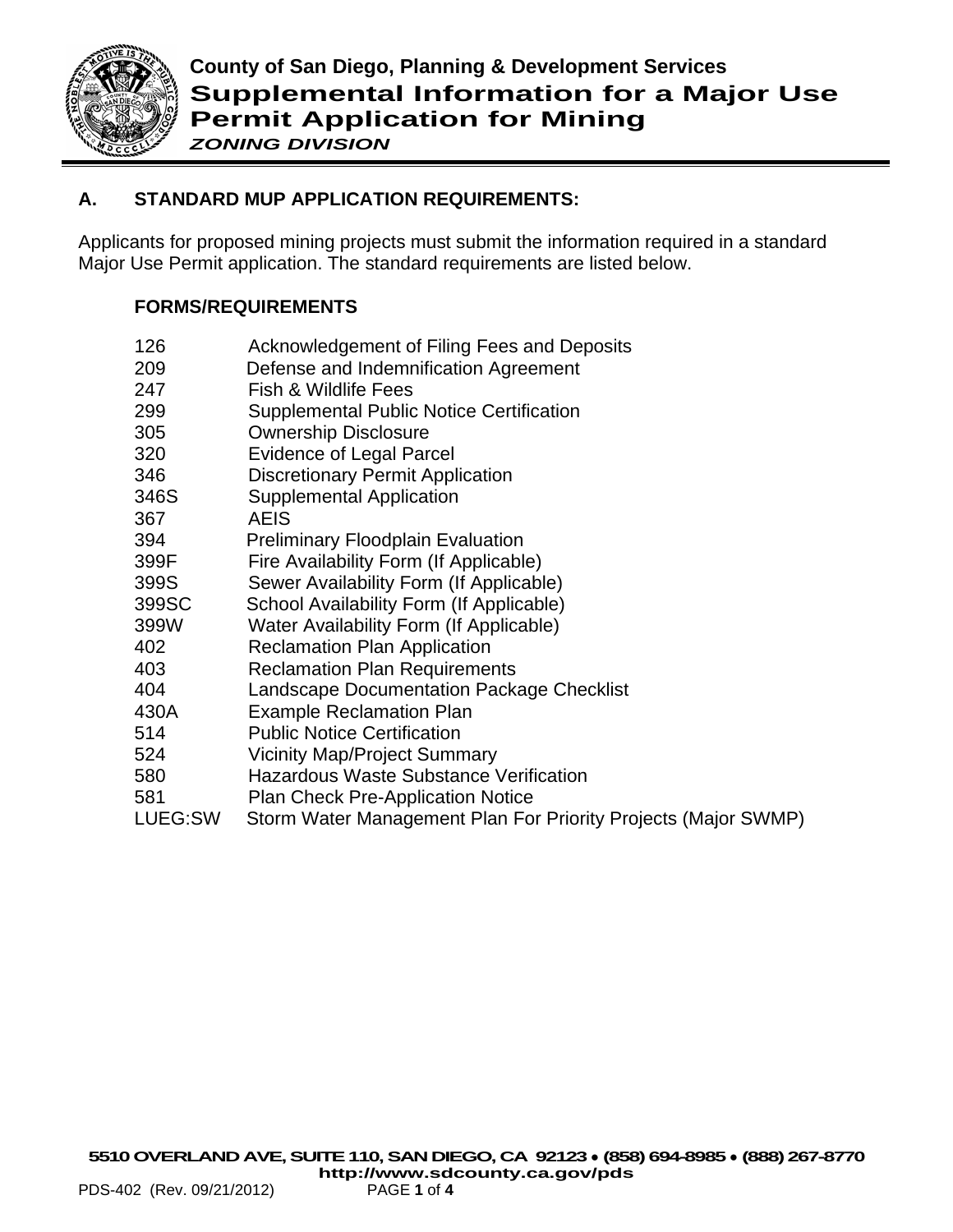**County of San Diego, Planning & Development Services**

# Supplemental Information for a Major Use Permit Application for Mining

***ZONING DIVISION***

## A. STANDARD MUP APPLICATION REQUIREMENTS:

Applicants for proposed mining projects must submit the information required in a standard Major Use Permit application. The standard requirements are listed below.

### FORMS/REQUIREMENTS

| | |
|---|---|
| 126 | Acknowledgement of Filing Fees and Deposits |
| 209 | Defense and Indemnification Agreement |
| 247 | Fish & Wildlife Fees |
| 299 | Supplemental Public Notice Certification |
| 305 | Ownership Disclosure |
| 320 | Evidence of Legal Parcel |
| 346 | Discretionary Permit Application |
| 346S | Supplemental Application |
| 367 | AEIS |
| 394 | Preliminary Floodplain Evaluation |
| 399F | Fire Availability Form (If Applicable) |
| 399S | Sewer Availability Form (If Applicable) |
| 399SC | School Availability Form (If Applicable) |
| 399W | Water Availability Form (If Applicable) |
| 402 | Reclamation Plan Application |
| 403 | Reclamation Plan Requirements |
| 404 | Landscape Documentation Package Checklist |
| 430A | Example Reclamation Plan |
| 514 | Public Notice Certification |
| 524 | Vicinity Map/Project Summary |
| 580 | Hazardous Waste Substance Verification |
| 581 | Plan Check Pre-Application Notice |
| LUEG:SW | Storm Water Management Plan For Priority Projects (Major SWMP) |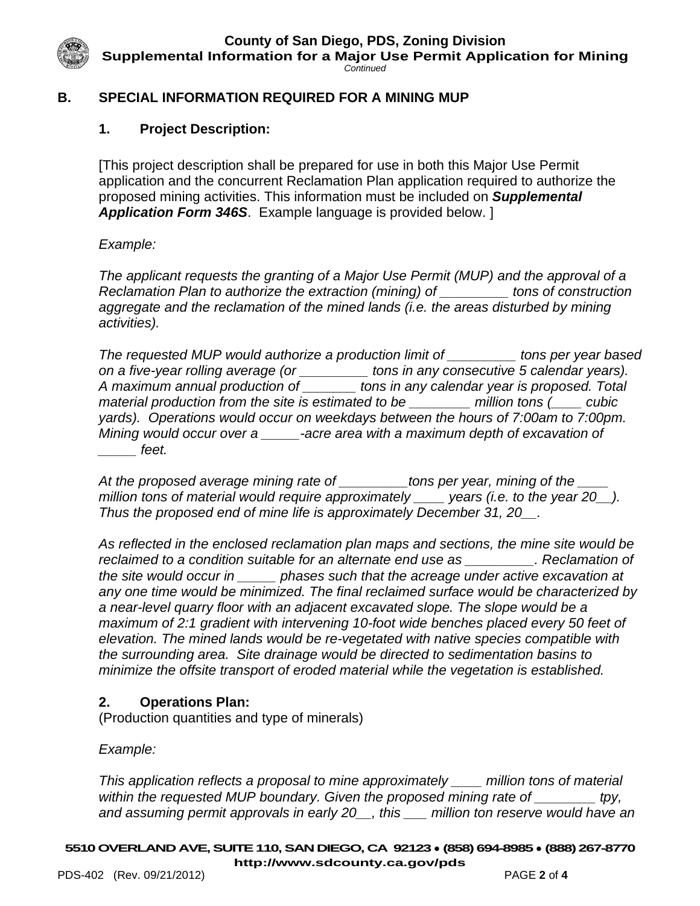## B. SPECIAL INFORMATION REQUIRED FOR A MINING MUP

### 1. Project Description:

[This project description shall be prepared for use in both this Major Use Permit application and the concurrent Reclamation Plan application required to authorize the proposed mining activities. This information must be included on ***Supplemental Application Form 346S***. Example language is provided below. ]

*Example:*

*The applicant requests the granting of a Major Use Permit (MUP) and the approval of a Reclamation Plan to authorize the extraction (mining) of _________ tons of construction aggregate and the reclamation of the mined lands (i.e. the areas disturbed by mining activities).*

*The requested MUP would authorize a production limit of _________ tons per year based on a five-year rolling average (or _________ tons in any consecutive 5 calendar years). A maximum annual production of _______ tons in any calendar year is proposed. Total material production from the site is estimated to be ________ million tons (____ cubic yards). Operations would occur on weekdays between the hours of 7:00am to 7:00pm. Mining would occur over a _____-acre area with a maximum depth of excavation of _____ feet.*

*At the proposed average mining rate of _________tons per year, mining of the ____ million tons of material would require approximately ____ years (i.e. to the year 20__). Thus the proposed end of mine life is approximately December 31, 20__.*

*As reflected in the enclosed reclamation plan maps and sections, the mine site would be reclaimed to a condition suitable for an alternate end use as _________. Reclamation of the site would occur in _____ phases such that the acreage under active excavation at any one time would be minimized. The final reclaimed surface would be characterized by a near-level quarry floor with an adjacent excavated slope. The slope would be a maximum of 2:1 gradient with intervening 10-foot wide benches placed every 50 feet of elevation. The mined lands would be re-vegetated with native species compatible with the surrounding area. Site drainage would be directed to sedimentation basins to minimize the offsite transport of eroded material while the vegetation is established.*

### 2. Operations Plan:

(Production quantities and type of minerals)

*Example:*

*This application reflects a proposal to mine approximately ____ million tons of material within the requested MUP boundary. Given the proposed mining rate of ________ tpy, and assuming permit approvals in early 20__, this ___ million ton reserve would have an*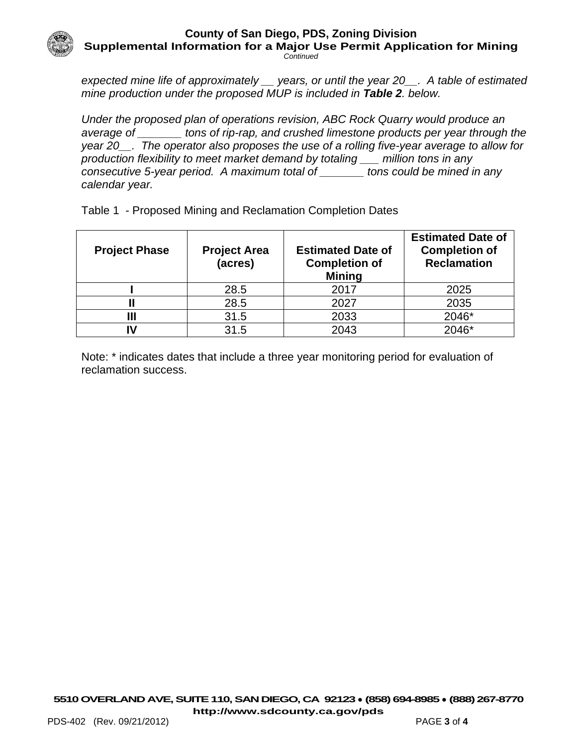*expected mine life of approximately __ years, or until the year 20__. A table of estimated mine production under the proposed MUP is included in **Table 2**. below.*

*Under the proposed plan of operations revision, ABC Rock Quarry would produce an average of _______ tons of rip-rap, and crushed limestone products per year through the year 20__. The operator also proposes the use of a rolling five-year average to allow for production flexibility to meet market demand by totaling ___ million tons in any consecutive 5-year period. A maximum total of _______ tons could be mined in any calendar year.*

Table 1 - Proposed Mining and Reclamation Completion Dates

| Project Phase | Project Area (acres) | Estimated Date of Completion of Mining | Estimated Date of Completion of Reclamation |
|---|---|---|---|
| **I** | 28.5 | 2017 | 2025 |
| **II** | 28.5 | 2027 | 2035 |
| **III** | 31.5 | 2033 | 2046* |
| **IV** | 31.5 | 2043 | 2046* |

Note: * indicates dates that include a three year monitoring period for evaluation of reclamation success.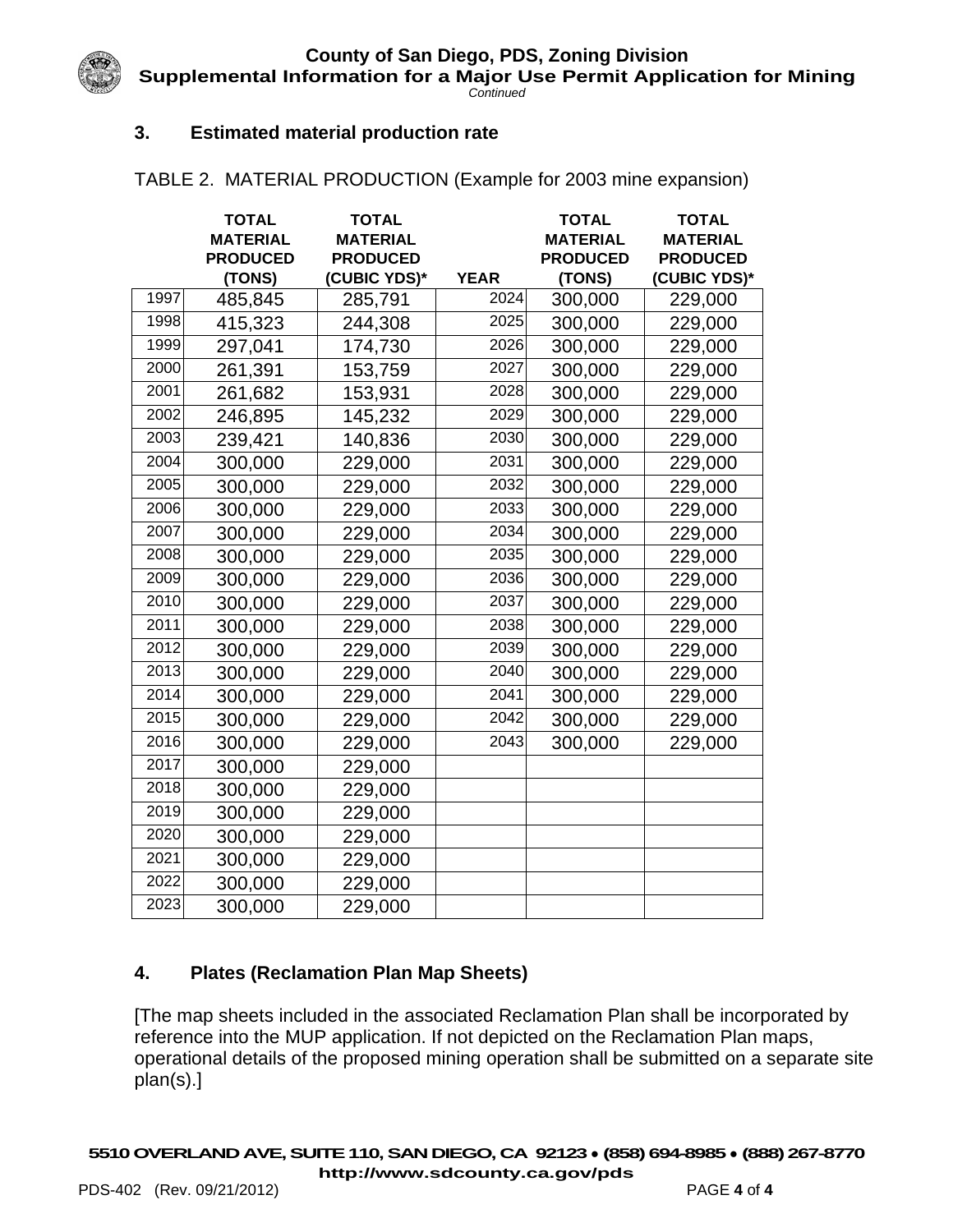### 3. Estimated material production rate

TABLE 2. MATERIAL PRODUCTION (Example for 2003 mine expansion)

| | TOTAL MATERIAL PRODUCED (TONS) | TOTAL MATERIAL PRODUCED (CUBIC YDS)* | YEAR | TOTAL MATERIAL PRODUCED (TONS) | TOTAL MATERIAL PRODUCED (CUBIC YDS)* |
|---|---|---|---|---|---|
| 1997 | 485,845 | 285,791 | 2024 | 300,000 | 229,000 |
| 1998 | 415,323 | 244,308 | 2025 | 300,000 | 229,000 |
| 1999 | 297,041 | 174,730 | 2026 | 300,000 | 229,000 |
| 2000 | 261,391 | 153,759 | 2027 | 300,000 | 229,000 |
| 2001 | 261,682 | 153,931 | 2028 | 300,000 | 229,000 |
| 2002 | 246,895 | 145,232 | 2029 | 300,000 | 229,000 |
| 2003 | 239,421 | 140,836 | 2030 | 300,000 | 229,000 |
| 2004 | 300,000 | 229,000 | 2031 | 300,000 | 229,000 |
| 2005 | 300,000 | 229,000 | 2032 | 300,000 | 229,000 |
| 2006 | 300,000 | 229,000 | 2033 | 300,000 | 229,000 |
| 2007 | 300,000 | 229,000 | 2034 | 300,000 | 229,000 |
| 2008 | 300,000 | 229,000 | 2035 | 300,000 | 229,000 |
| 2009 | 300,000 | 229,000 | 2036 | 300,000 | 229,000 |
| 2010 | 300,000 | 229,000 | 2037 | 300,000 | 229,000 |
| 2011 | 300,000 | 229,000 | 2038 | 300,000 | 229,000 |
| 2012 | 300,000 | 229,000 | 2039 | 300,000 | 229,000 |
| 2013 | 300,000 | 229,000 | 2040 | 300,000 | 229,000 |
| 2014 | 300,000 | 229,000 | 2041 | 300,000 | 229,000 |
| 2015 | 300,000 | 229,000 | 2042 | 300,000 | 229,000 |
| 2016 | 300,000 | 229,000 | 2043 | 300,000 | 229,000 |
| 2017 | 300,000 | 229,000 | | | |
| 2018 | 300,000 | 229,000 | | | |
| 2019 | 300,000 | 229,000 | | | |
| 2020 | 300,000 | 229,000 | | | |
| 2021 | 300,000 | 229,000 | | | |
| 2022 | 300,000 | 229,000 | | | |
| 2023 | 300,000 | 229,000 | | | |

### 4. Plates (Reclamation Plan Map Sheets)

[The map sheets included in the associated Reclamation Plan shall be incorporated by reference into the MUP application. If not depicted on the Reclamation Plan maps, operational details of the proposed mining operation shall be submitted on a separate site plan(s).]